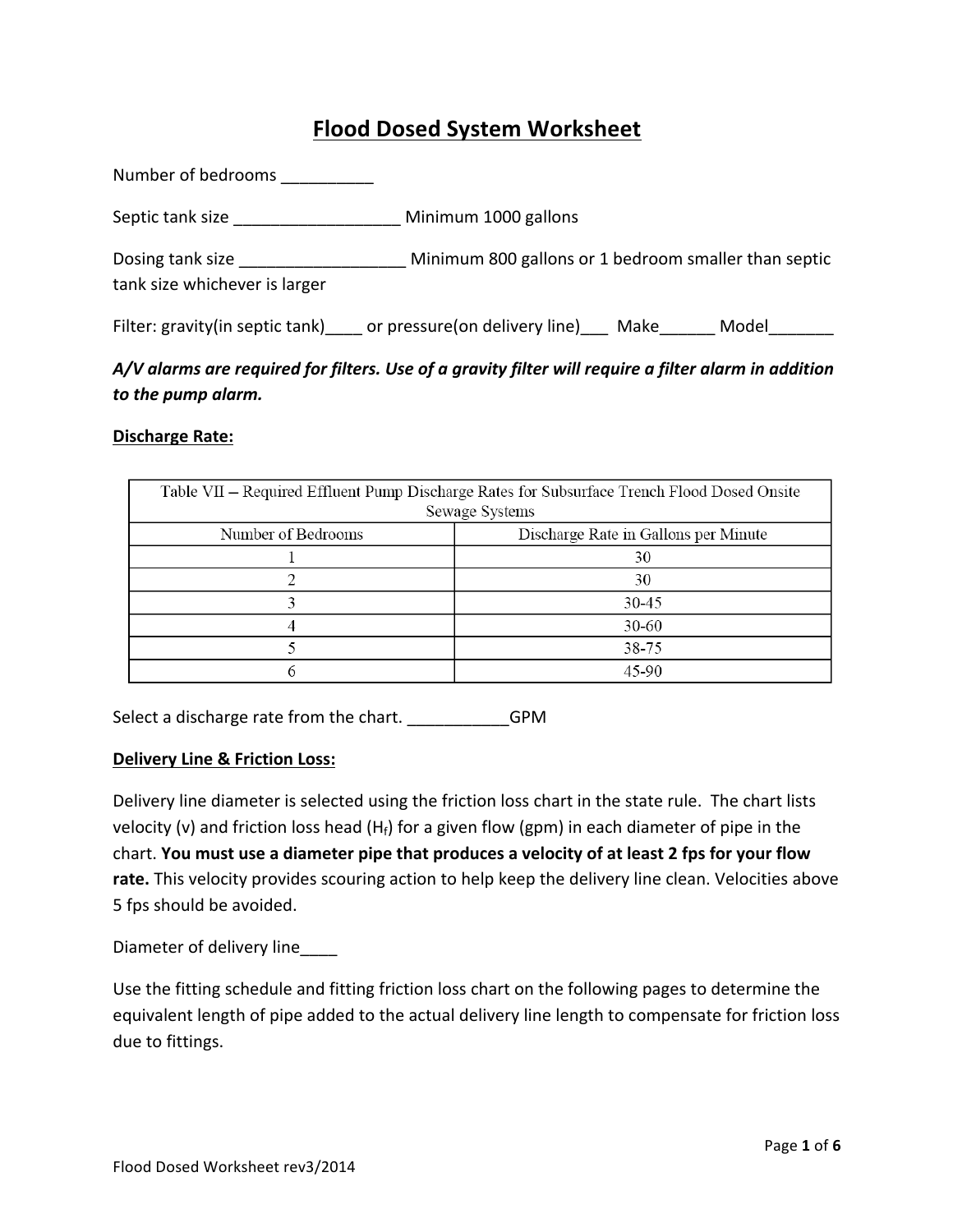# Flood Dosed System Worksheet

Number of bedrooms __________

Septic tank size __________________ Minimum 1000 gallons

Dosing tank size __________________ Minimum 800 gallons or 1 bedroom smaller than septic tank size whichever is larger

Filter: gravity(in septic tank)____ or pressure(on delivery line)___ Make______ Model_______

***A/V alarms are required for filters. Use of a gravity filter will require a filter alarm in addition to the pump alarm.***

**Discharge Rate:**

| Table VII – Required Effluent Pump Discharge Rates for Subsurface Trench Flood Dosed Onsite Sewage Systems | |
|---|---|
| Number of Bedrooms | Discharge Rate in Gallons per Minute |
| 1 | 30 |
| 2 | 30 |
| 3 | 30-45 |
| 4 | 30-60 |
| 5 | 38-75 |
| 6 | 45-90 |

Select a discharge rate from the chart. ___________GPM

**Delivery Line & Friction Loss:**

Delivery line diameter is selected using the friction loss chart in the state rule. The chart lists velocity (v) and friction loss head ($H_f$) for a given flow (gpm) in each diameter of pipe in the chart. **You must use a diameter pipe that produces a velocity of at least 2 fps for your flow rate.** This velocity provides scouring action to help keep the delivery line clean. Velocities above 5 fps should be avoided.

Diameter of delivery line____

Use the fitting schedule and fitting friction loss chart on the following pages to determine the equivalent length of pipe added to the actual delivery line length to compensate for friction loss due to fittings.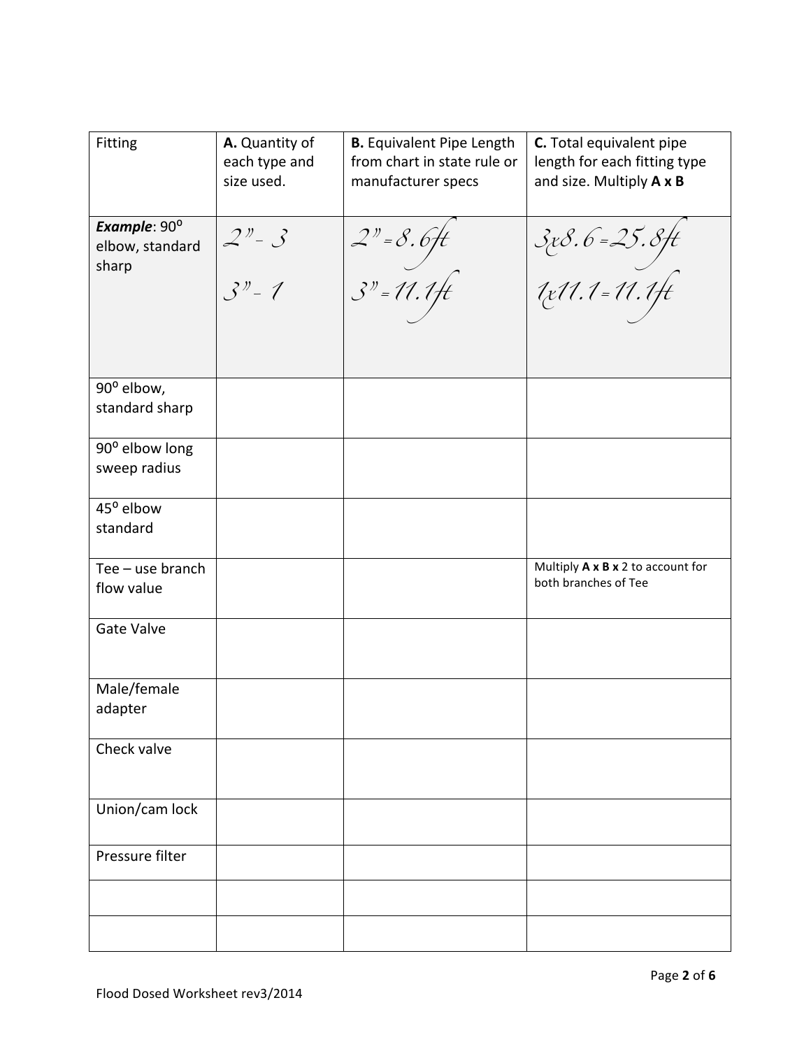| Fitting | **A.** Quantity of each type and size used. | **B.** Equivalent Pipe Length from chart in state rule or manufacturer specs | **C.** Total equivalent pipe length for each fitting type and size. Multiply **A x B** |
|---|---|---|---|
| ***Example***: 90° elbow, standard sharp | 2" - 3<br>3" - 1 | 2" = 8.6ft<br>3" = 11.1ft | 3x8.6 = 25.8ft<br>1x11.1 = 11.1ft |
| 90° elbow, standard sharp | | | |
| 90° elbow long sweep radius | | | |
| 45° elbow standard | | | |
| Tee – use branch flow value | | | Multiply **A x B x** 2 to account for both branches of Tee |
| Gate Valve | | | |
| Male/female adapter | | | |
| Check valve | | | |
| Union/cam lock | | | |
| Pressure filter | | | |
| | | | |
| | | | |

Flood Dosed Worksheet rev3/2014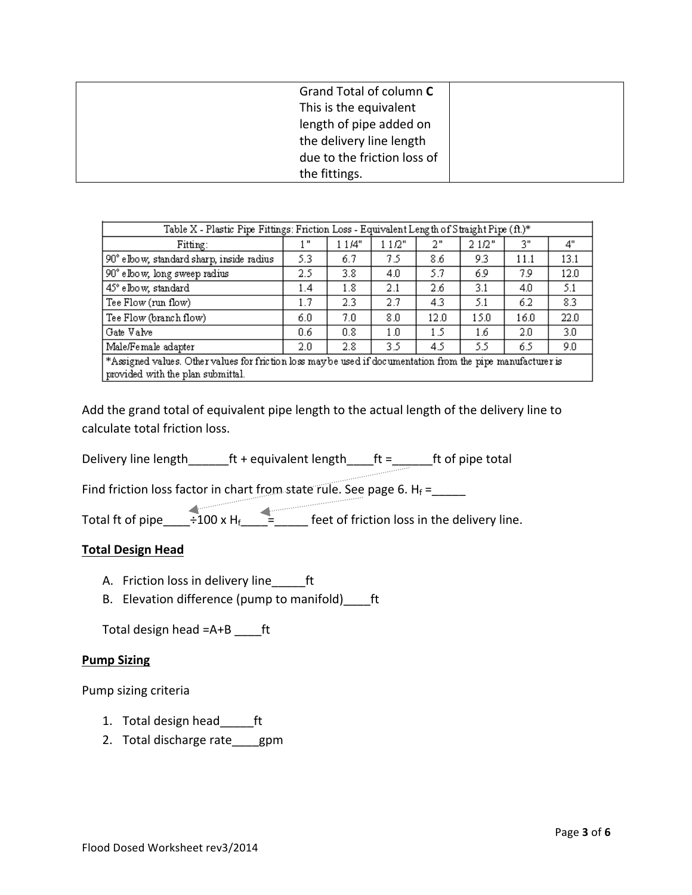| | Grand Total of column **C** This is the equivalent length of pipe added on the delivery line length due to the friction loss of the fittings. | |
|---|---|---|

| Table X - Plastic Pipe Fittings: Friction Loss - Equivalent Length of Straight Pipe (ft.)* | | | | | | | |
|---|---|---|---|---|---|---|---|
| Fitting: | 1" | 1 1/4" | 1 1/2" | 2" | 2 1/2" | 3" | 4" |
| 90° elbow, standard sharp, inside radius | 5.3 | 6.7 | 7.5 | 8.6 | 9.3 | 11.1 | 13.1 |
| 90° elbow, long sweep radius | 2.5 | 3.8 | 4.0 | 5.7 | 6.9 | 7.9 | 12.0 |
| 45° elbow, standard | 1.4 | 1.8 | 2.1 | 2.6 | 3.1 | 4.0 | 5.1 |
| Tee Flow (run flow) | 1.7 | 2.3 | 2.7 | 4.3 | 5.1 | 6.2 | 8.3 |
| Tee Flow (branch flow) | 6.0 | 7.0 | 8.0 | 12.0 | 15.0 | 16.0 | 22.0 |
| Gate Valve | 0.6 | 0.8 | 1.0 | 1.5 | 1.6 | 2.0 | 3.0 |
| Male/Female adapter | 2.0 | 2.8 | 3.5 | 4.5 | 5.5 | 6.5 | 9.0 |
| *Assigned values. Other values for friction loss may be used if documentation from the pipe manufacturer is provided with the plan submittal. | | | | | | | |

Add the grand total of equivalent pipe length to the actual length of the delivery line to calculate total friction loss.

Delivery line length______ft + equivalent length____ft =______ft of pipe total

Find friction loss factor in chart from state rule. See page 6. $H_f$ =_____

Total ft of pipe____÷100 x $H_f$____=_____ feet of friction loss in the delivery line.

**Total Design Head**

A. Friction loss in delivery line_____ft
B. Elevation difference (pump to manifold)____ft

Total design head =A+B ____ft

**Pump Sizing**

Pump sizing criteria

1. Total design head_____ft
2. Total discharge rate____gpm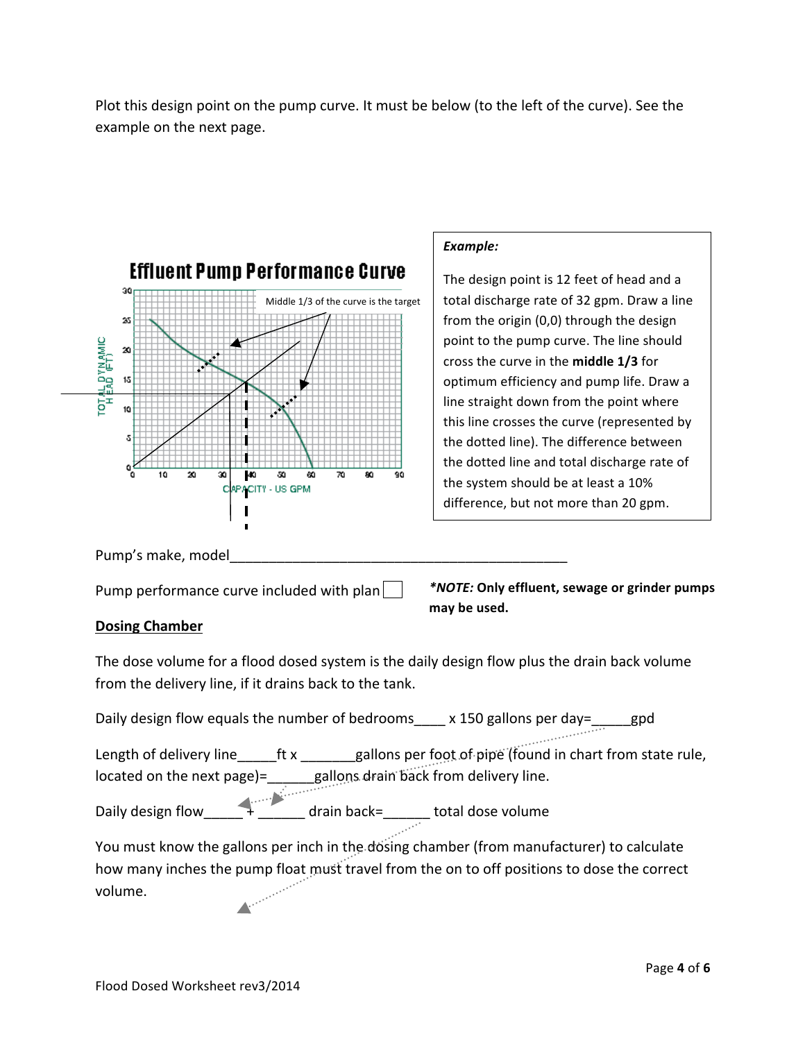Plot this design point on the pump curve. It must be below (to the left of the curve). See the example on the next page.

**Effluent Pump Performance Curve**

Middle 1/3 of the curve is the target

TOTAL DYNAMIC HEAD (FT)

CAPACITY - US GPM

> ***Example:***
>
> The design point is 12 feet of head and a total discharge rate of 32 gpm. Draw a line from the origin (0,0) through the design point to the pump curve. The line should cross the curve in the **middle 1/3** for optimum efficiency and pump life. Draw a line straight down from the point where this line crosses the curve (represented by the dotted line). The difference between the dotted line and total discharge rate of the system should be at least a 10% difference, but not more than 20 gpm.

Pump's make, model_____________________________________________

Pump performance curve included with plan ☐

***\*NOTE:*** **Only effluent, sewage or grinder pumps may be used.**

## Dosing Chamber

The dose volume for a flood dosed system is the daily design flow plus the drain back volume from the delivery line, if it drains back to the tank.

Daily design flow equals the number of bedrooms____ x 150 gallons per day=_____gpd

Length of delivery line_____ft x _______gallons per foot of pipe (found in chart from state rule, located on the next page)=______gallons drain back from delivery line.

Daily design flow_____ + ______ drain back=______ total dose volume

You must know the gallons per inch in the dosing chamber (from manufacturer) to calculate how many inches the pump float must travel from the on to off positions to dose the correct volume.

Flood Dosed Worksheet rev3/2014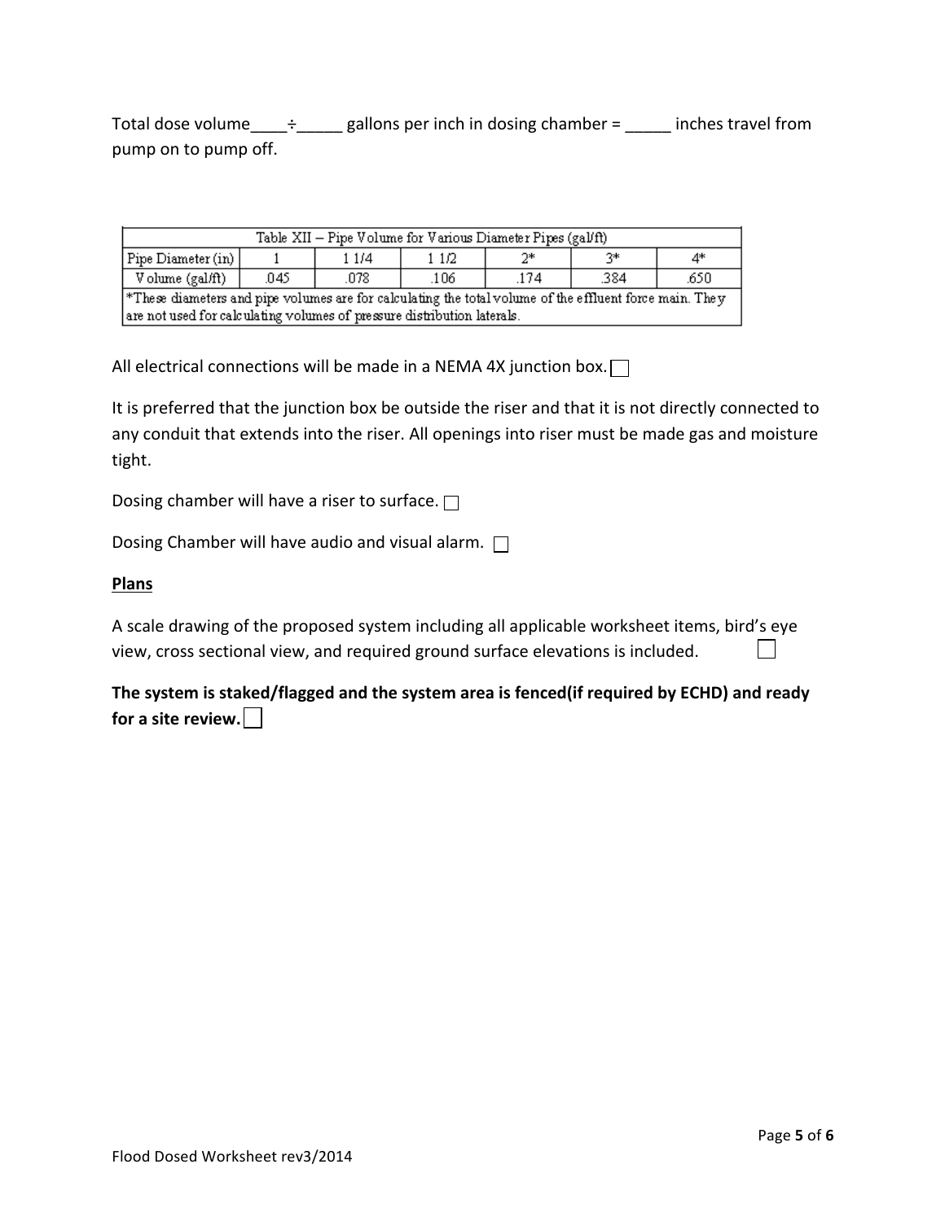Total dose volume____÷_____ gallons per inch in dosing chamber = _____ inches travel from pump on to pump off.

| Table XII – Pipe Volume for Various Diameter Pipes (gal/ft) | | | | | | |
|---|---|---|---|---|---|---|
| Pipe Diameter (in) | 1 | 1 1/4 | 1 1/2 | 2* | 3* | 4* |
| Volume (gal/ft) | .045 | .078 | .106 | .174 | .384 | .650 |
| *These diameters and pipe volumes are for calculating the total volume of the effluent force main. They are not used for calculating volumes of pressure distribution laterals. | | | | | | |

All electrical connections will be made in a NEMA 4X junction box. ☐

It is preferred that the junction box be outside the riser and that it is not directly connected to any conduit that extends into the riser. All openings into riser must be made gas and moisture tight.

Dosing chamber will have a riser to surface. ☐

Dosing Chamber will have audio and visual alarm. ☐

**Plans**

A scale drawing of the proposed system including all applicable worksheet items, bird's eye view, cross sectional view, and required ground surface elevations is included. ☐

**The system is staked/flagged and the system area is fenced(if required by ECHD) and ready for a site review.** ☐

Flood Dosed Worksheet rev3/2014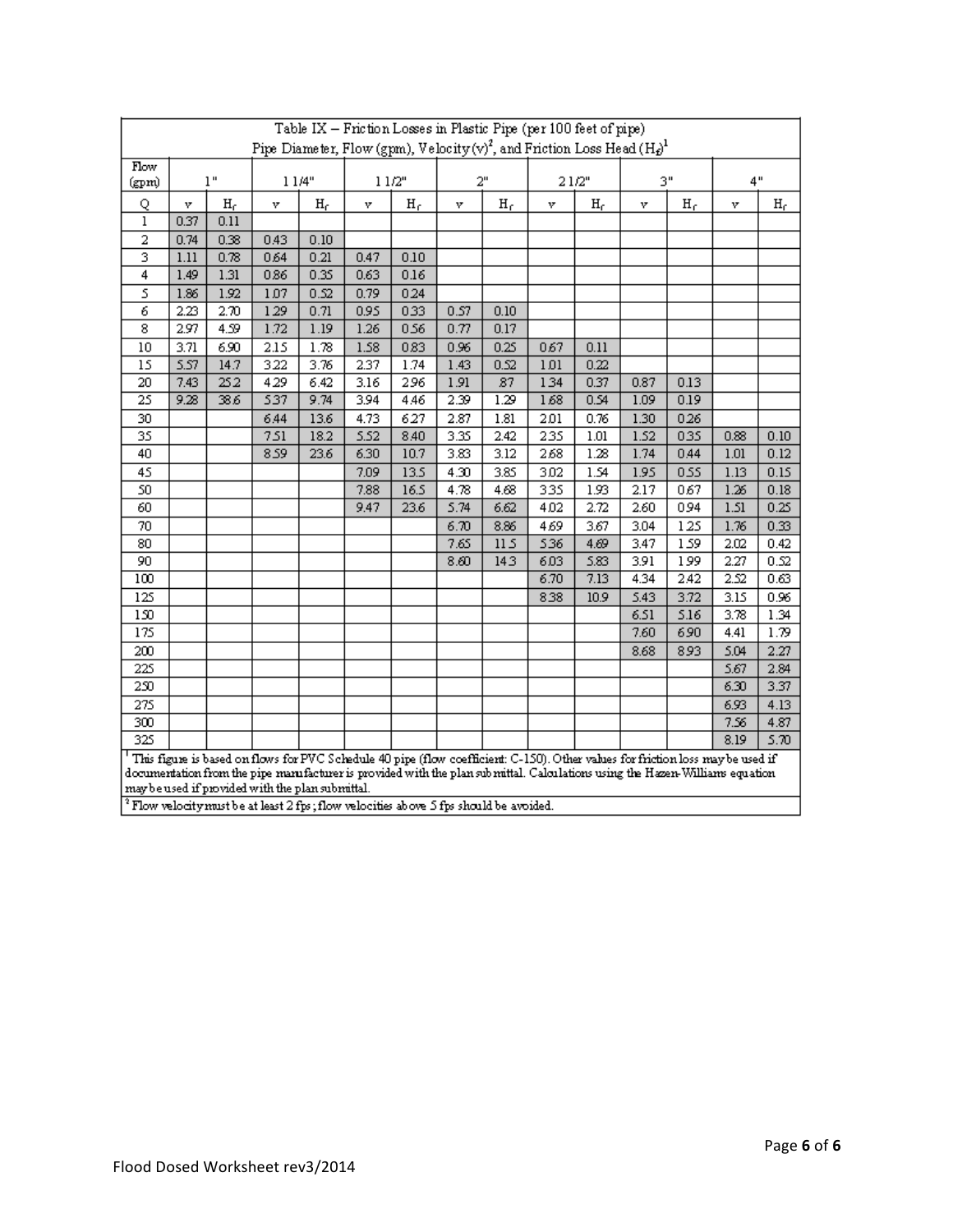Table IX – Friction Losses in Plastic Pipe (per 100 feet of pipe)
Pipe Diameter, Flow (gpm), Velocity (v)[2], and Friction Loss Head ($H_f$)[1]

| Flow (gpm) | 1" | | 1 1/4" | | 1 1/2" | | 2" | | 2 1/2" | | 3" | | 4" | |
|---|---|---|---|---|---|---|---|---|---|---|---|---|---|---|
| Q | v | $H_f$ | v | $H_f$ | v | $H_f$ | v | $H_f$ | v | $H_f$ | v | $H_f$ | v | $H_f$ |
| 1 | 0.37 | 0.11 | | | | | | | | | | | | |
| 2 | 0.74 | 0.38 | 0.43 | 0.10 | | | | | | | | | | |
| 3 | 1.11 | 0.78 | 0.64 | 0.21 | 0.47 | 0.10 | | | | | | | | |
| 4 | 1.49 | 1.31 | 0.86 | 0.35 | 0.63 | 0.16 | | | | | | | | |
| 5 | 1.86 | 1.92 | 1.07 | 0.52 | 0.79 | 0.24 | | | | | | | | |
| 6 | 2.23 | 2.70 | 1.29 | 0.71 | 0.95 | 0.33 | 0.57 | 0.10 | | | | | | |
| 8 | 2.97 | 4.59 | 1.72 | 1.19 | 1.26 | 0.56 | 0.77 | 0.17 | | | | | | |
| 10 | 3.71 | 6.90 | 2.15 | 1.78 | 1.58 | 0.83 | 0.96 | 0.25 | 0.67 | 0.11 | | | | |
| 15 | 5.57 | 14.7 | 3.22 | 3.76 | 2.37 | 1.74 | 1.43 | 0.52 | 1.01 | 0.22 | | | | |
| 20 | 7.43 | 25.2 | 4.29 | 6.42 | 3.16 | 2.96 | 1.91 | .87 | 1.34 | 0.37 | 0.87 | 0.13 | | |
| 25 | 9.28 | 38.6 | 5.37 | 9.74 | 3.94 | 4.46 | 2.39 | 1.29 | 1.68 | 0.54 | 1.09 | 0.19 | | |
| 30 | | | 6.44 | 13.6 | 4.73 | 6.27 | 2.87 | 1.81 | 2.01 | 0.76 | 1.30 | 0.26 | | |
| 35 | | | 7.51 | 18.2 | 5.52 | 8.40 | 3.35 | 2.42 | 2.35 | 1.01 | 1.52 | 0.35 | 0.88 | 0.10 |
| 40 | | | 8.59 | 23.6 | 6.30 | 10.7 | 3.83 | 3.12 | 2.68 | 1.28 | 1.74 | 0.44 | 1.01 | 0.12 |
| 45 | | | | | 7.09 | 13.5 | 4.30 | 3.85 | 3.02 | 1.54 | 1.95 | 0.55 | 1.13 | 0.15 |
| 50 | | | | | 7.88 | 16.5 | 4.78 | 4.68 | 3.35 | 1.93 | 2.17 | 0.67 | 1.26 | 0.18 |
| 60 | | | | | 9.47 | 23.6 | 5.74 | 6.62 | 4.02 | 2.72 | 2.60 | 0.94 | 1.51 | 0.25 |
| 70 | | | | | | | 6.70 | 8.86 | 4.69 | 3.67 | 3.04 | 1.25 | 1.76 | 0.33 |
| 80 | | | | | | | 7.65 | 11.5 | 5.36 | 4.69 | 3.47 | 1.59 | 2.02 | 0.42 |
| 90 | | | | | | | 8.60 | 14.3 | 6.03 | 5.83 | 3.91 | 1.99 | 2.27 | 0.52 |
| 100 | | | | | | | | | 6.70 | 7.13 | 4.34 | 2.42 | 2.52 | 0.63 |
| 125 | | | | | | | | | 8.38 | 10.9 | 5.43 | 3.72 | 3.15 | 0.96 |
| 150 | | | | | | | | | | | 6.51 | 5.16 | 3.78 | 1.34 |
| 175 | | | | | | | | | | | 7.60 | 6.90 | 4.41 | 1.79 |
| 200 | | | | | | | | | | | 8.68 | 8.93 | 5.04 | 2.27 |
| 225 | | | | | | | | | | | | | 5.67 | 2.84 |
| 250 | | | | | | | | | | | | | 6.30 | 3.37 |
| 275 | | | | | | | | | | | | | 6.93 | 4.13 |
| 300 | | | | | | | | | | | | | 7.56 | 4.87 |
| 325 | | | | | | | | | | | | | 8.19 | 5.70 |

[1] This figure is based on flows for PVC Schedule 40 pipe (flow coefficient: C-150). Other values for friction loss may be used if documentation from the pipe manufacturer is provided with the plan submittal. Calculations using the Hazen-Williams equation may be used if provided with the plan submittal.

[2] Flow velocity must be at least 2 fps; flow velocities above 5 fps should be avoided.